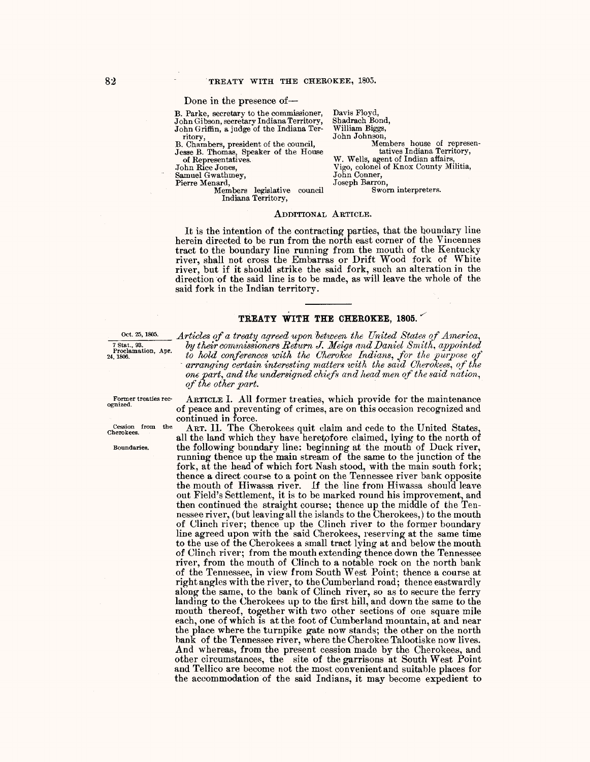Done in the presence of—

B. Parke, secretary to the commissioner,
John Gibson, secretary Indiana Territory,
John Griffin, a judge of the Indiana Territory,
B. Chambers, president of the council,
Jesse B. Thomas, Speaker of the House of Representatives.
John Rice Jones,
Samuel Gwathmey,
Pierre Menard,
Members legislative council Indiana Territory,

Davis Floyd,
Shadrach Bond,
William Biggs,
John Johnson,
Members house of representatives Indiana Territory,
W. Wells, agent of Indian affairs,
Vigo, colonel of Knox County Militia,
John Conner,
Joseph Barron,
Sworn interpreters.

ADDITIONAL ARTICLE.

It is the intention of the contracting parties, that the boundary line herein directed to be run from the north east corner of the Vincennes tract to the boundary line running from the mouth of the Kentucky river, shall not cross the Embarras or Drift Wood fork of White river, but if it should strike the said fork, such an alteration in the direction of the said line is to be made, as will leave the whole of the said fork in the Indian territory.

---

## TREATY WITH THE CHEROKEE, 1805.

Oct. 25, 1805.

7 Stat., 93.
Proclamation, Apr. 24, 1806.

*Articles of a treaty agreed upon between the United States of America, by their commissioners Return J. Meigs and Daniel Smith, appointed to hold conferences with the Cherokee Indians, for the purpose of arranging certain interesting matters with the said Cherokees, of the one part, and the undersigned chiefs and head men of the said nation, of the other part.*

Former treaties recognized.

ARTICLE I. All former treaties, which provide for the maintenance of peace and preventing of crimes, are on this occasion recognized and continued in force.

Cession from the Cherokees.

Boundaries.

ART. II. The Cherokees quit claim and cede to the United States, all the land which they have heretofore claimed, lying to the north of the following boundary line: beginning at the mouth of Duck river, running thence up the main stream of the same to the junction of the fork, at the head of which fort Nash stood, with the main south fork; thence a direct course to a point on the Tennessee river bank opposite the mouth of Hiwassa river. If the line from Hiwassa should leave out Field's Settlement, it is to be marked round his improvement, and then continued the straight course; thence up the middle of the Tennessee river, (but leaving all the islands to the Cherokees,) to the mouth of Clinch river; thence up the Clinch river to the former boundary line agreed upon with the said Cherokees, reserving at the same time to the use of the Cherokees a small tract lying at and below the mouth of Clinch river; from the mouth extending thence down the Tennessee river, from the mouth of Clinch to a notable rock on the north bank of the Tennessee, in view from South West Point; thence a course at right angles with the river, to the Cumberland road; thence eastwardly along the same, to the bank of Clinch river, so as to secure the ferry landing to the Cherokees up to the first hill, and down the same to the mouth thereof, together with two other sections of one square mile each, one of which is at the foot of Cumberland mountain, at and near the place where the turnpike gate now stands; the other on the north bank of the Tennessee river, where the Cherokee Talootiske now lives. And whereas, from the present cession made by the Cherokees, and other circumstances, the site of the garrisons at South West Point and Tellico are become not the most convenient and suitable places for the accommodation of the said Indians, it may become expedient to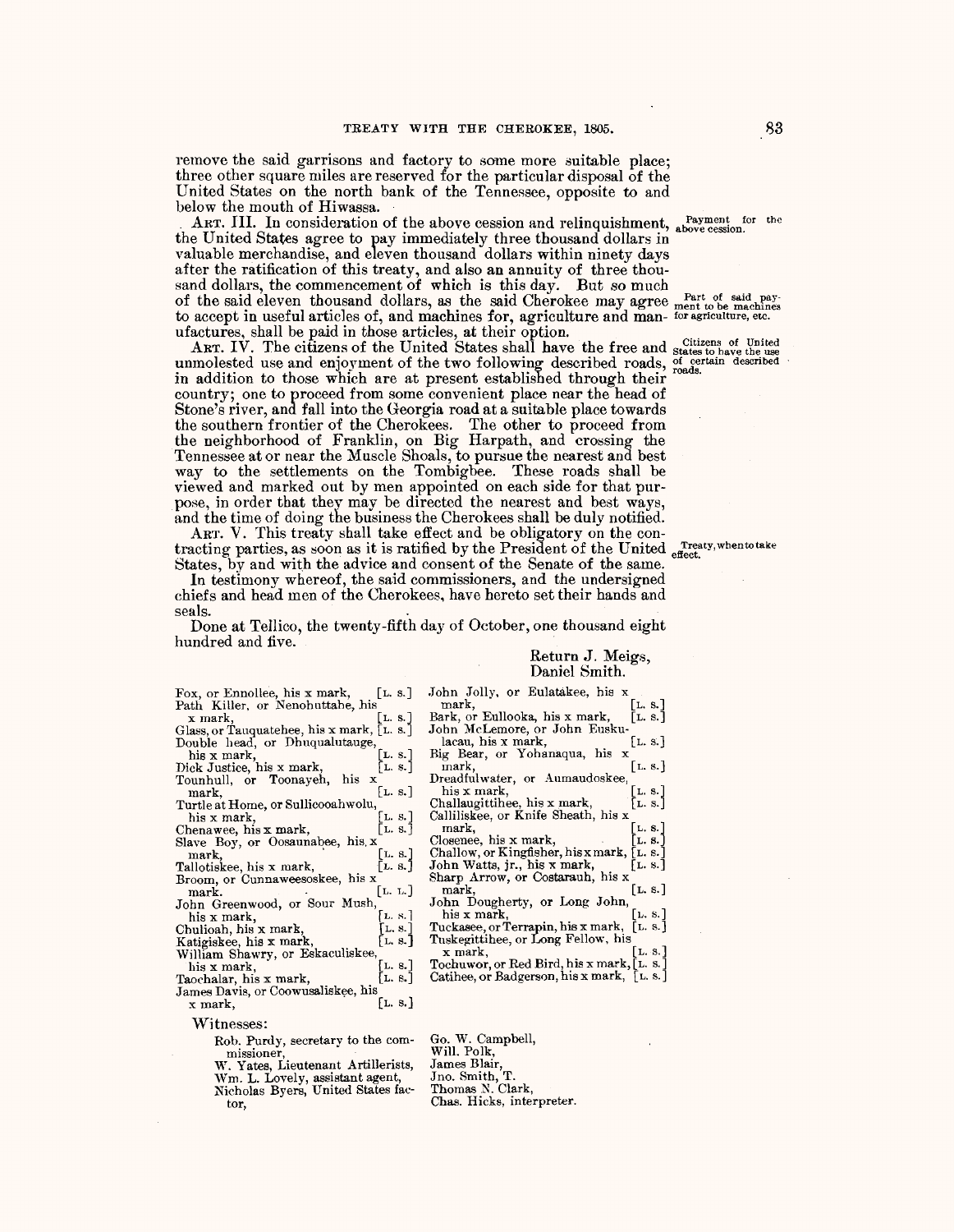remove the said garrisons and factory to some more suitable place; three other square miles are reserved for the particular disposal of the United States on the north bank of the Tennessee, opposite to and below the mouth of Hiwassa.

Payment for the above cession.

ART. III. In consideration of the above cession and relinquishment, the United States agree to pay immediately three thousand dollars in valuable merchandise, and eleven thousand dollars within ninety days after the ratification of this treaty, and also an annuity of three thousand dollars, the commencement of which is this day. But so much of the said eleven thousand dollars, as the said Cherokee may agree to accept in useful articles of, and machines for, agriculture and manufactures, shall be paid in those articles, at their option.

Part of said payment to be machines for agriculture, etc.

Citizens of United States to have the use of certain described roads.

ART. IV. The citizens of the United States shall have the free and unmolested use and enjoyment of the two following described roads, in addition to those which are at present established through their country; one to proceed from some convenient place near the head of Stone's river, and fall into the Georgia road at a suitable place towards the southern frontier of the Cherokees. The other to proceed from the neighborhood of Franklin, on Big Harpath, and crossing the Tennessee at or near the Muscle Shoals, to pursue the nearest and best way to the settlements on the Tombigbee. These roads shall be viewed and marked out by men appointed on each side for that purpose, in order that they may be directed the nearest and best ways, and the time of doing the business the Cherokees shall be duly notified.

Treaty, when to take effect.

ART. V. This treaty shall take effect and be obligatory on the contracting parties, as soon as it is ratified by the President of the United States, by and with the advice and consent of the Senate of the same.

In testimony whereof, the said commissioners, and the undersigned chiefs and head men of the Cherokees, have hereto set their hands and seals.

Done at Tellico, the twenty-fifth day of October, one thousand eight hundred and five.

Return J. Meigs,
Daniel Smith.

Fox, or Ennollee, his x mark, [L. S.]
Path Killer, or Nenohuttahe, his x mark, [L. S.]
Glass, or Tauquatehee, his x mark, [L. S.]
Double head, or Dhuqualutauge, his x mark, [L. S.]
Dick Justice, his x mark, [L. S.]
Tounhull, or Toonayeh, his x mark, [L. S.]
Turtle at Home, or Sullicooahwolu, his x mark, [L. S.]
Chenawee, his x mark, [L. S.]
Slave Boy, or Oosaunabee, his x mark, [L. S.]
Tallotiskee, his x mark, [L. S.]
Broom, or Cunnaweesoskee, his x mark. [L. L.]
John Greenwood, or Sour Mush, his x mark, [L. S.]
Chulioah, his x mark, [L. S.]
Katigiskee, his x mark, [L. S.]
William Shawry, or Eskaculiskee, his x mark, [L. S.]
Taochalar, his x mark, [L. S.]
James Davis, or Coowusaliskee, his x mark, [L. S.]
John Jolly, or Eulatákee, his x mark, [L. S.]
Bark, or Eullooka, his x mark, [L. S.]
John McLemore, or John Euskulacau, his x mark, [L. S.]
Big Bear, or Yohanaqua, his x mark, [L. S.]
Dreadfulwater, or Aumaudoskee, his x mark, [L. S.]
Challaugittihee, his x mark, [L. S.]
Calliliskee, or Knife Sheath, his x mark, [L. S.]
Closenee, his x mark, [L. S.]
Challow, or Kingfisher, his x mark, [L. S.]
John Watts, jr., his x mark, [L. S.]
Sharp Arrow, or Costarauh, his x mark, [L. S.]
John Dougherty, or Long John, his x mark, [L. S.]
Tuckasee, or Terrapin, his x mark, [L. S.]
Tuskegittihee, or Long Fellow, his x mark, [L. S.]
Tochuwor, or Red Bird, his x mark, [L. S.]
Catihee, or Badgerson, his x mark, [L. S.]

Witnesses:

Rob. Purdy, secretary to the commissioner,
W. Yates, Lieutenant Artillerists,
Wm. L. Lovely, assistant agent,
Nicholas Byers, United States factor,
Go. W. Campbell,
Will. Polk,
James Blair,
Jno. Smith, T.
Thomas N. Clark,
Chas. Hicks, interpreter.